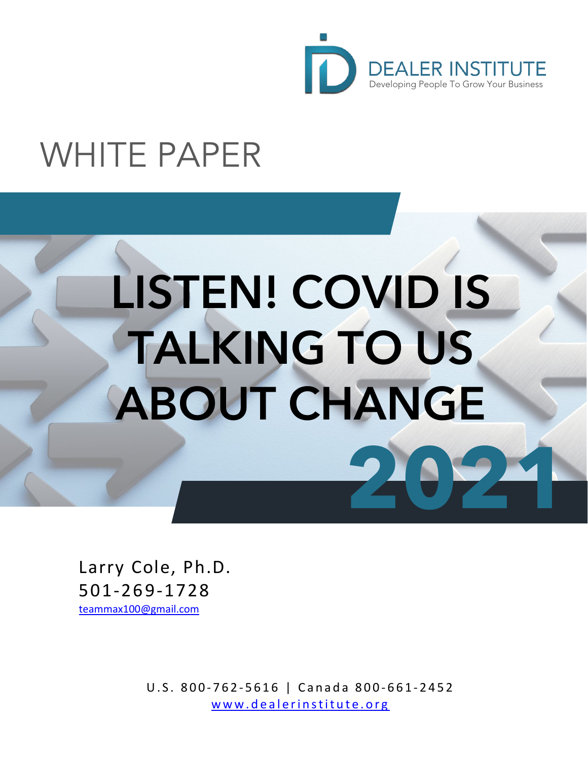DEALER INSTITUTE

Developing People To Grow Your Business

WHITE PAPER

# LISTEN! COVID IS TALKING TO US ABOUT CHANGE

2021

Larry Cole, Ph.D.

501-269-1728

teammax100@gmail.com

U.S. 800-762-5616 | Canada 800-661-2452

www.dealerinstitute.org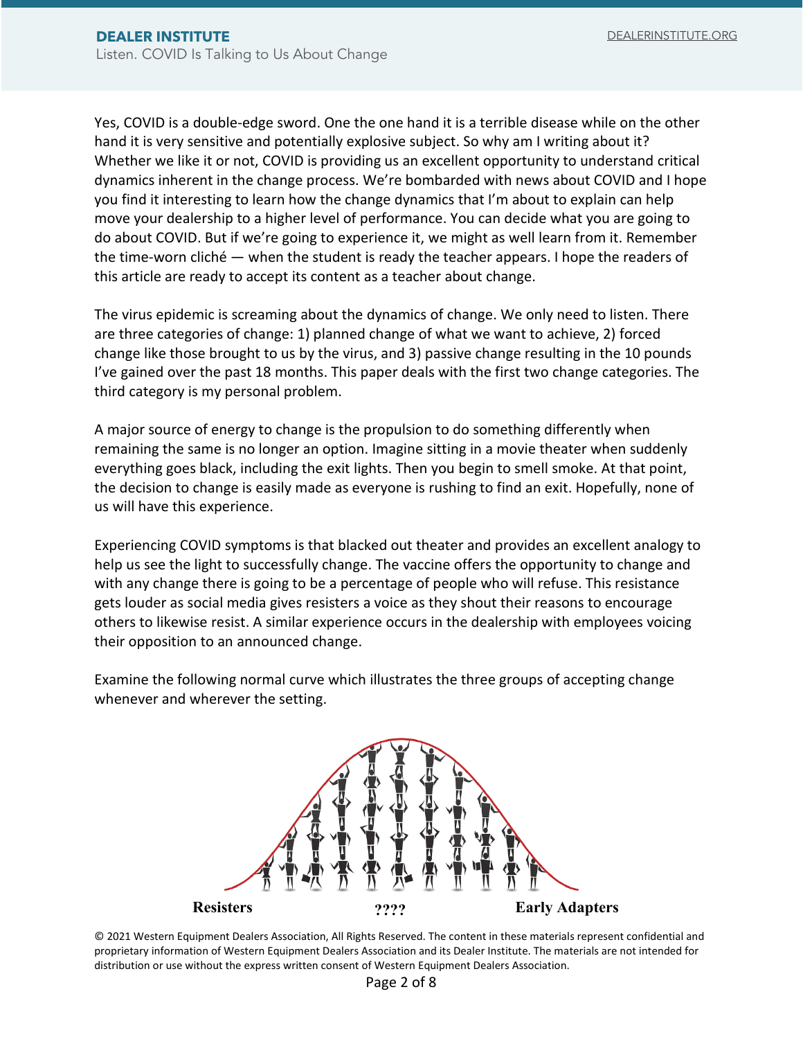Yes, COVID is a double-edge sword. One the one hand it is a terrible disease while on the other hand it is very sensitive and potentially explosive subject. So why am I writing about it? Whether we like it or not, COVID is providing us an excellent opportunity to understand critical dynamics inherent in the change process. We're bombarded with news about COVID and I hope you find it interesting to learn how the change dynamics that I'm about to explain can help move your dealership to a higher level of performance. You can decide what you are going to do about COVID. But if we're going to experience it, we might as well learn from it. Remember the time-worn cliché — when the student is ready the teacher appears. I hope the readers of this article are ready to accept its content as a teacher about change.

The virus epidemic is screaming about the dynamics of change. We only need to listen. There are three categories of change: 1) planned change of what we want to achieve, 2) forced change like those brought to us by the virus, and 3) passive change resulting in the 10 pounds I've gained over the past 18 months. This paper deals with the first two change categories. The third category is my personal problem.

A major source of energy to change is the propulsion to do something differently when remaining the same is no longer an option. Imagine sitting in a movie theater when suddenly everything goes black, including the exit lights. Then you begin to smell smoke. At that point, the decision to change is easily made as everyone is rushing to find an exit. Hopefully, none of us will have this experience.

Experiencing COVID symptoms is that blacked out theater and provides an excellent analogy to help us see the light to successfully change. The vaccine offers the opportunity to change and with any change there is going to be a percentage of people who will refuse. This resistance gets louder as social media gives resisters a voice as they shout their reasons to encourage others to likewise resist. A similar experience occurs in the dealership with employees voicing their opposition to an announced change.

Examine the following normal curve which illustrates the three groups of accepting change whenever and wherever the setting.

**Resisters** **????** **Early Adapters**

© 2021 Western Equipment Dealers Association, All Rights Reserved. The content in these materials represent confidential and proprietary information of Western Equipment Dealers Association and its Dealer Institute. The materials are not intended for distribution or use without the express written consent of Western Equipment Dealers Association.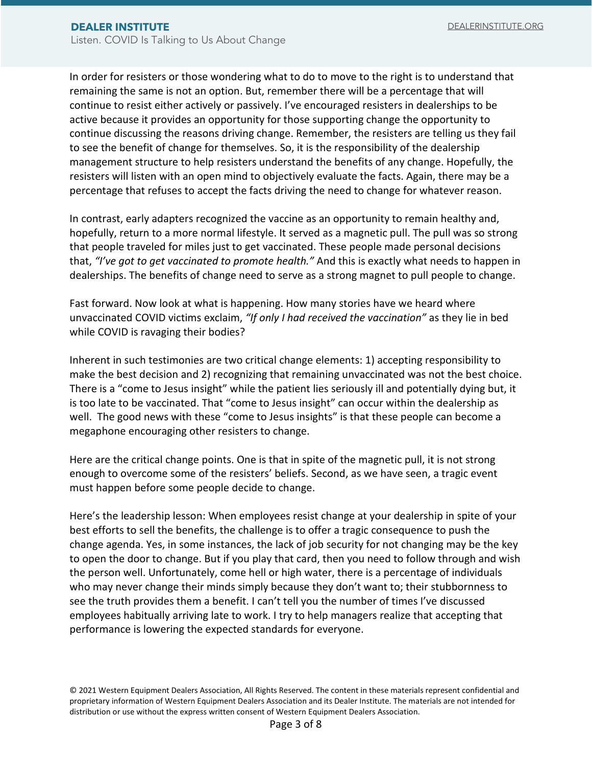In order for resisters or those wondering what to do to move to the right is to understand that remaining the same is not an option. But, remember there will be a percentage that will continue to resist either actively or passively. I've encouraged resisters in dealerships to be active because it provides an opportunity for those supporting change the opportunity to continue discussing the reasons driving change. Remember, the resisters are telling us they fail to see the benefit of change for themselves. So, it is the responsibility of the dealership management structure to help resisters understand the benefits of any change. Hopefully, the resisters will listen with an open mind to objectively evaluate the facts. Again, there may be a percentage that refuses to accept the facts driving the need to change for whatever reason.

In contrast, early adapters recognized the vaccine as an opportunity to remain healthy and, hopefully, return to a more normal lifestyle. It served as a magnetic pull. The pull was so strong that people traveled for miles just to get vaccinated. These people made personal decisions that, *"I've got to get vaccinated to promote health."* And this is exactly what needs to happen in dealerships. The benefits of change need to serve as a strong magnet to pull people to change.

Fast forward. Now look at what is happening. How many stories have we heard where unvaccinated COVID victims exclaim, *"If only I had received the vaccination"* as they lie in bed while COVID is ravaging their bodies?

Inherent in such testimonies are two critical change elements: 1) accepting responsibility to make the best decision and 2) recognizing that remaining unvaccinated was not the best choice. There is a "come to Jesus insight" while the patient lies seriously ill and potentially dying but, it is too late to be vaccinated. That "come to Jesus insight" can occur within the dealership as well. The good news with these "come to Jesus insights" is that these people can become a megaphone encouraging other resisters to change.

Here are the critical change points. One is that in spite of the magnetic pull, it is not strong enough to overcome some of the resisters' beliefs. Second, as we have seen, a tragic event must happen before some people decide to change.

Here's the leadership lesson: When employees resist change at your dealership in spite of your best efforts to sell the benefits, the challenge is to offer a tragic consequence to push the change agenda. Yes, in some instances, the lack of job security for not changing may be the key to open the door to change. But if you play that card, then you need to follow through and wish the person well. Unfortunately, come hell or high water, there is a percentage of individuals who may never change their minds simply because they don't want to; their stubbornness to see the truth provides them a benefit. I can't tell you the number of times I've discussed employees habitually arriving late to work. I try to help managers realize that accepting that performance is lowering the expected standards for everyone.

© 2021 Western Equipment Dealers Association, All Rights Reserved. The content in these materials represent confidential and proprietary information of Western Equipment Dealers Association and its Dealer Institute. The materials are not intended for distribution or use without the express written consent of Western Equipment Dealers Association.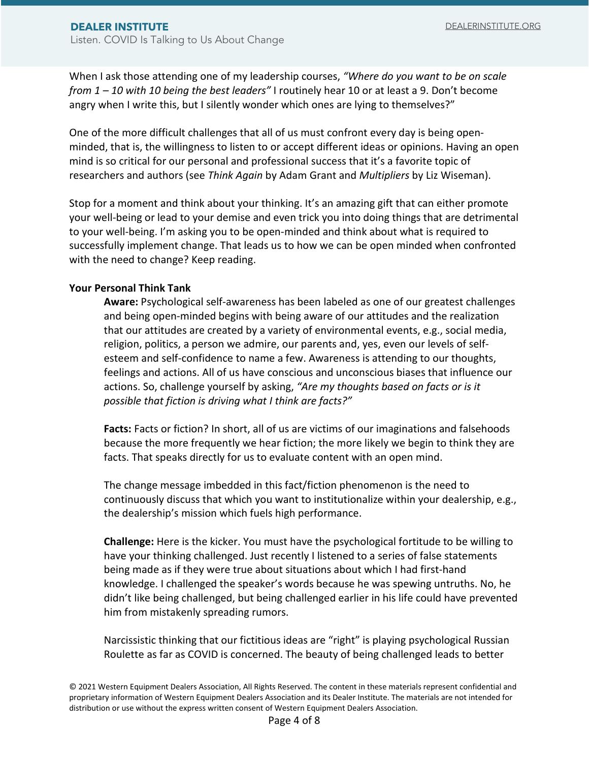When I ask those attending one of my leadership courses, *"Where do you want to be on scale from 1 – 10 with 10 being the best leaders"* I routinely hear 10 or at least a 9. Don't become angry when I write this, but I silently wonder which ones are lying to themselves?"

One of the more difficult challenges that all of us must confront every day is being open-minded, that is, the willingness to listen to or accept different ideas or opinions. Having an open mind is so critical for our personal and professional success that it's a favorite topic of researchers and authors (see *Think Again* by Adam Grant and *Multipliers* by Liz Wiseman).

Stop for a moment and think about your thinking. It's an amazing gift that can either promote your well-being or lead to your demise and even trick you into doing things that are detrimental to your well-being. I'm asking you to be open-minded and think about what is required to successfully implement change. That leads us to how we can be open minded when confronted with the need to change? Keep reading.

**Your Personal Think Tank**

**Aware:** Psychological self-awareness has been labeled as one of our greatest challenges and being open-minded begins with being aware of our attitudes and the realization that our attitudes are created by a variety of environmental events, e.g., social media, religion, politics, a person we admire, our parents and, yes, even our levels of self-esteem and self-confidence to name a few. Awareness is attending to our thoughts, feelings and actions. All of us have conscious and unconscious biases that influence our actions. So, challenge yourself by asking, *"Are my thoughts based on facts or is it possible that fiction is driving what I think are facts?"*

**Facts:** Facts or fiction? In short, all of us are victims of our imaginations and falsehoods because the more frequently we hear fiction; the more likely we begin to think they are facts. That speaks directly for us to evaluate content with an open mind.

The change message imbedded in this fact/fiction phenomenon is the need to continuously discuss that which you want to institutionalize within your dealership, e.g., the dealership's mission which fuels high performance.

**Challenge:** Here is the kicker. You must have the psychological fortitude to be willing to have your thinking challenged. Just recently I listened to a series of false statements being made as if they were true about situations about which I had first-hand knowledge. I challenged the speaker's words because he was spewing untruths. No, he didn't like being challenged, but being challenged earlier in his life could have prevented him from mistakenly spreading rumors.

Narcissistic thinking that our fictitious ideas are "right" is playing psychological Russian Roulette as far as COVID is concerned. The beauty of being challenged leads to better

© 2021 Western Equipment Dealers Association, All Rights Reserved. The content in these materials represent confidential and proprietary information of Western Equipment Dealers Association and its Dealer Institute. The materials are not intended for distribution or use without the express written consent of Western Equipment Dealers Association.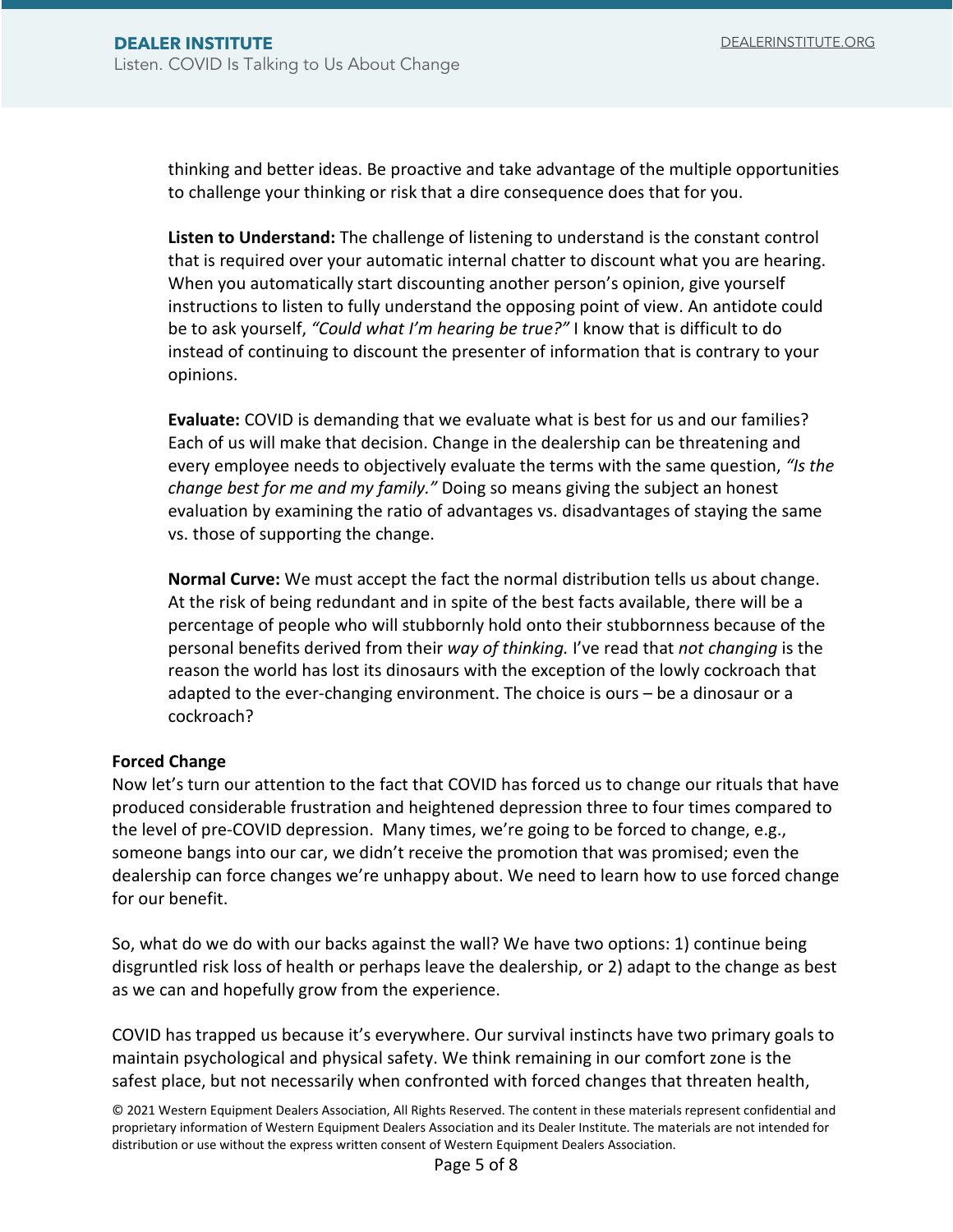thinking and better ideas. Be proactive and take advantage of the multiple opportunities to challenge your thinking or risk that a dire consequence does that for you.

**Listen to Understand:** The challenge of listening to understand is the constant control that is required over your automatic internal chatter to discount what you are hearing. When you automatically start discounting another person's opinion, give yourself instructions to listen to fully understand the opposing point of view. An antidote could be to ask yourself, *"Could what I'm hearing be true?"* I know that is difficult to do instead of continuing to discount the presenter of information that is contrary to your opinions.

**Evaluate:** COVID is demanding that we evaluate what is best for us and our families? Each of us will make that decision. Change in the dealership can be threatening and every employee needs to objectively evaluate the terms with the same question, *"Is the change best for me and my family."* Doing so means giving the subject an honest evaluation by examining the ratio of advantages vs. disadvantages of staying the same vs. those of supporting the change.

**Normal Curve:** We must accept the fact the normal distribution tells us about change. At the risk of being redundant and in spite of the best facts available, there will be a percentage of people who will stubbornly hold onto their stubbornness because of the personal benefits derived from their *way of thinking.* I've read that *not changing* is the reason the world has lost its dinosaurs with the exception of the lowly cockroach that adapted to the ever-changing environment. The choice is ours – be a dinosaur or a cockroach?

**Forced Change**

Now let's turn our attention to the fact that COVID has forced us to change our rituals that have produced considerable frustration and heightened depression three to four times compared to the level of pre-COVID depression. Many times, we're going to be forced to change, e.g., someone bangs into our car, we didn't receive the promotion that was promised; even the dealership can force changes we're unhappy about. We need to learn how to use forced change for our benefit.

So, what do we do with our backs against the wall? We have two options: 1) continue being disgruntled risk loss of health or perhaps leave the dealership, or 2) adapt to the change as best as we can and hopefully grow from the experience.

COVID has trapped us because it's everywhere. Our survival instincts have two primary goals to maintain psychological and physical safety. We think remaining in our comfort zone is the safest place, but not necessarily when confronted with forced changes that threaten health,

© 2021 Western Equipment Dealers Association, All Rights Reserved. The content in these materials represent confidential and proprietary information of Western Equipment Dealers Association and its Dealer Institute. The materials are not intended for distribution or use without the express written consent of Western Equipment Dealers Association.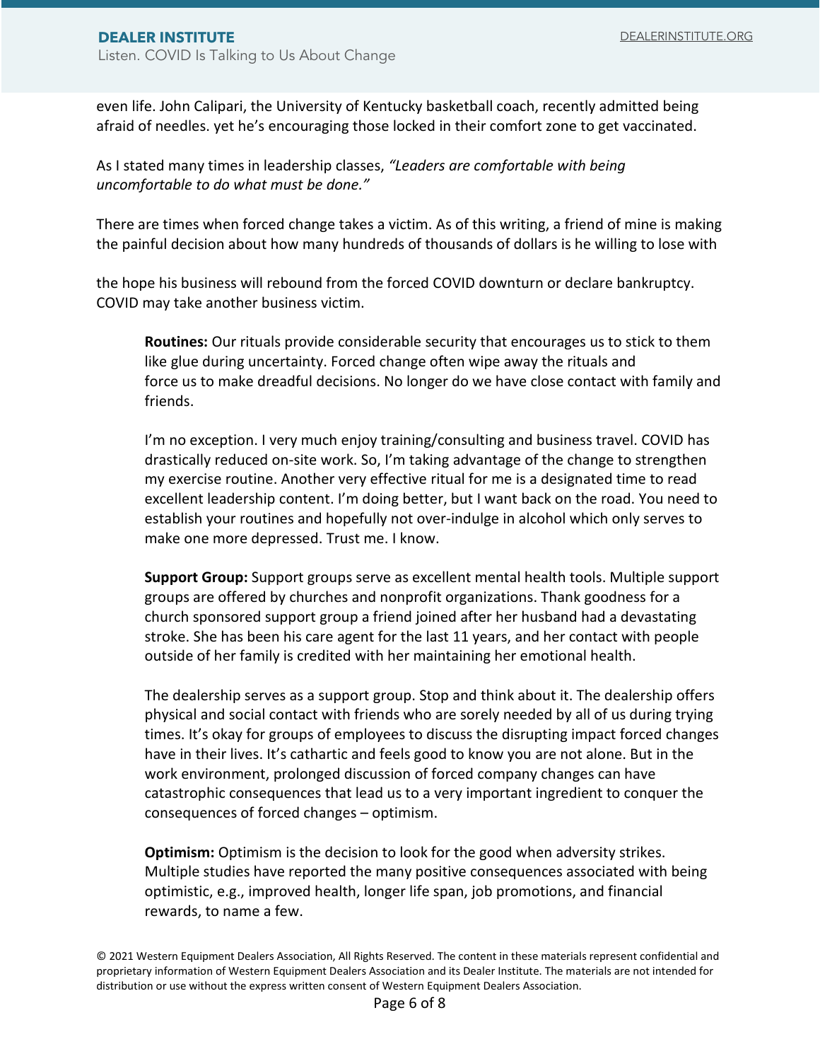even life. John Calipari, the University of Kentucky basketball coach, recently admitted being afraid of needles. yet he's encouraging those locked in their comfort zone to get vaccinated.

As I stated many times in leadership classes, *"Leaders are comfortable with being uncomfortable to do what must be done."*

There are times when forced change takes a victim. As of this writing, a friend of mine is making the painful decision about how many hundreds of thousands of dollars is he willing to lose with

the hope his business will rebound from the forced COVID downturn or declare bankruptcy. COVID may take another business victim.

**Routines:** Our rituals provide considerable security that encourages us to stick to them like glue during uncertainty. Forced change often wipe away the rituals and force us to make dreadful decisions. No longer do we have close contact with family and friends.

I'm no exception. I very much enjoy training/consulting and business travel. COVID has drastically reduced on-site work. So, I'm taking advantage of the change to strengthen my exercise routine. Another very effective ritual for me is a designated time to read excellent leadership content. I'm doing better, but I want back on the road. You need to establish your routines and hopefully not over-indulge in alcohol which only serves to make one more depressed. Trust me. I know.

**Support Group:** Support groups serve as excellent mental health tools. Multiple support groups are offered by churches and nonprofit organizations. Thank goodness for a church sponsored support group a friend joined after her husband had a devastating stroke. She has been his care agent for the last 11 years, and her contact with people outside of her family is credited with her maintaining her emotional health.

The dealership serves as a support group. Stop and think about it. The dealership offers physical and social contact with friends who are sorely needed by all of us during trying times. It's okay for groups of employees to discuss the disrupting impact forced changes have in their lives. It's cathartic and feels good to know you are not alone. But in the work environment, prolonged discussion of forced company changes can have catastrophic consequences that lead us to a very important ingredient to conquer the consequences of forced changes – optimism.

**Optimism:** Optimism is the decision to look for the good when adversity strikes. Multiple studies have reported the many positive consequences associated with being optimistic, e.g., improved health, longer life span, job promotions, and financial rewards, to name a few.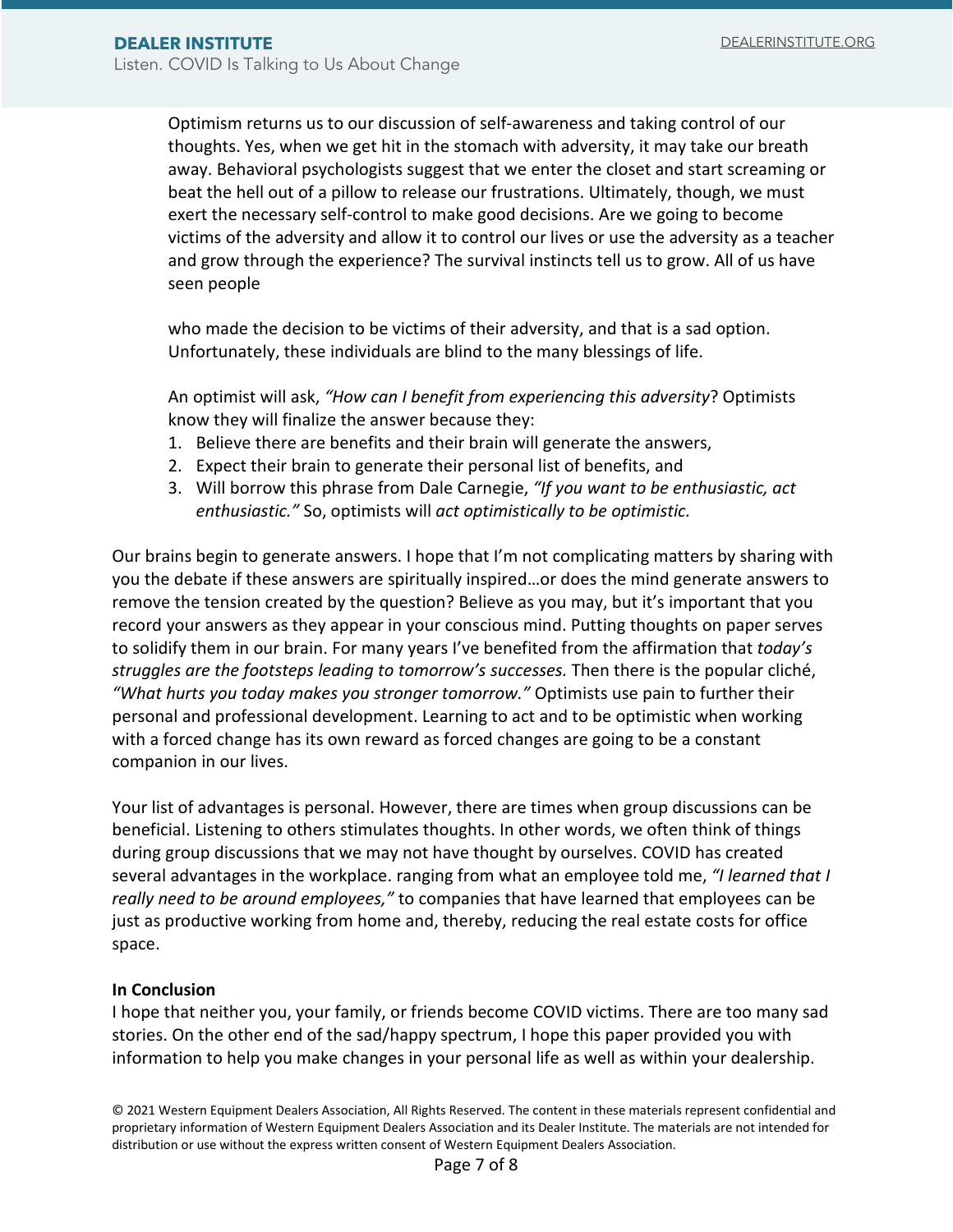Optimism returns us to our discussion of self-awareness and taking control of our thoughts. Yes, when we get hit in the stomach with adversity, it may take our breath away. Behavioral psychologists suggest that we enter the closet and start screaming or beat the hell out of a pillow to release our frustrations. Ultimately, though, we must exert the necessary self-control to make good decisions. Are we going to become victims of the adversity and allow it to control our lives or use the adversity as a teacher and grow through the experience? The survival instincts tell us to grow. All of us have seen people

who made the decision to be victims of their adversity, and that is a sad option. Unfortunately, these individuals are blind to the many blessings of life.

An optimist will ask, *"How can I benefit from experiencing this adversity*? Optimists know they will finalize the answer because they:

1. Believe there are benefits and their brain will generate the answers,
2. Expect their brain to generate their personal list of benefits, and
3. Will borrow this phrase from Dale Carnegie, *"If you want to be enthusiastic, act enthusiastic."* So, optimists will *act optimistically to be optimistic.*

Our brains begin to generate answers. I hope that I'm not complicating matters by sharing with you the debate if these answers are spiritually inspired…or does the mind generate answers to remove the tension created by the question? Believe as you may, but it's important that you record your answers as they appear in your conscious mind. Putting thoughts on paper serves to solidify them in our brain. For many years I've benefited from the affirmation that *today's struggles are the footsteps leading to tomorrow's successes.* Then there is the popular cliché, *"What hurts you today makes you stronger tomorrow."* Optimists use pain to further their personal and professional development. Learning to act and to be optimistic when working with a forced change has its own reward as forced changes are going to be a constant companion in our lives.

Your list of advantages is personal. However, there are times when group discussions can be beneficial. Listening to others stimulates thoughts. In other words, we often think of things during group discussions that we may not have thought by ourselves. COVID has created several advantages in the workplace. ranging from what an employee told me, *"I learned that I really need to be around employees,"* to companies that have learned that employees can be just as productive working from home and, thereby, reducing the real estate costs for office space.

**In Conclusion**

I hope that neither you, your family, or friends become COVID victims. There are too many sad stories. On the other end of the sad/happy spectrum, I hope this paper provided you with information to help you make changes in your personal life as well as within your dealership.

© 2021 Western Equipment Dealers Association, All Rights Reserved. The content in these materials represent confidential and proprietary information of Western Equipment Dealers Association and its Dealer Institute. The materials are not intended for distribution or use without the express written consent of Western Equipment Dealers Association.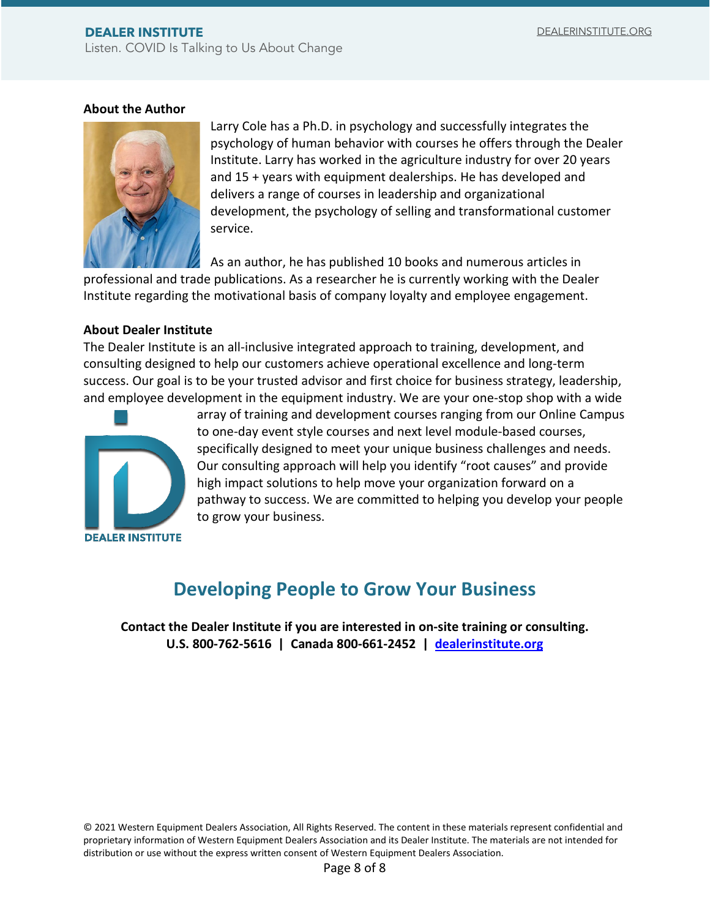## About the Author

Larry Cole has a Ph.D. in psychology and successfully integrates the psychology of human behavior with courses he offers through the Dealer Institute. Larry has worked in the agriculture industry for over 20 years and 15 + years with equipment dealerships. He has developed and delivers a range of courses in leadership and organizational development, the psychology of selling and transformational customer service.

As an author, he has published 10 books and numerous articles in professional and trade publications. As a researcher he is currently working with the Dealer Institute regarding the motivational basis of company loyalty and employee engagement.

## About Dealer Institute

The Dealer Institute is an all-inclusive integrated approach to training, development, and consulting designed to help our customers achieve operational excellence and long-term success. Our goal is to be your trusted advisor and first choice for business strategy, leadership, and employee development in the equipment industry. We are your one-stop shop with a wide array of training and development courses ranging from our Online Campus to one-day event style courses and next level module-based courses, specifically designed to meet your unique business challenges and needs. Our consulting approach will help you identify "root causes" and provide high impact solutions to help move your organization forward on a pathway to success. We are committed to helping you develop your people to grow your business.

DEALER INSTITUTE

# Developing People to Grow Your Business

**Contact the Dealer Institute if you are interested in on-site training or consulting.**
**U.S. 800-762-5616 | Canada 800-661-2452 | dealerinstitute.org**

© 2021 Western Equipment Dealers Association, All Rights Reserved. The content in these materials represent confidential and proprietary information of Western Equipment Dealers Association and its Dealer Institute. The materials are not intended for distribution or use without the express written consent of Western Equipment Dealers Association.